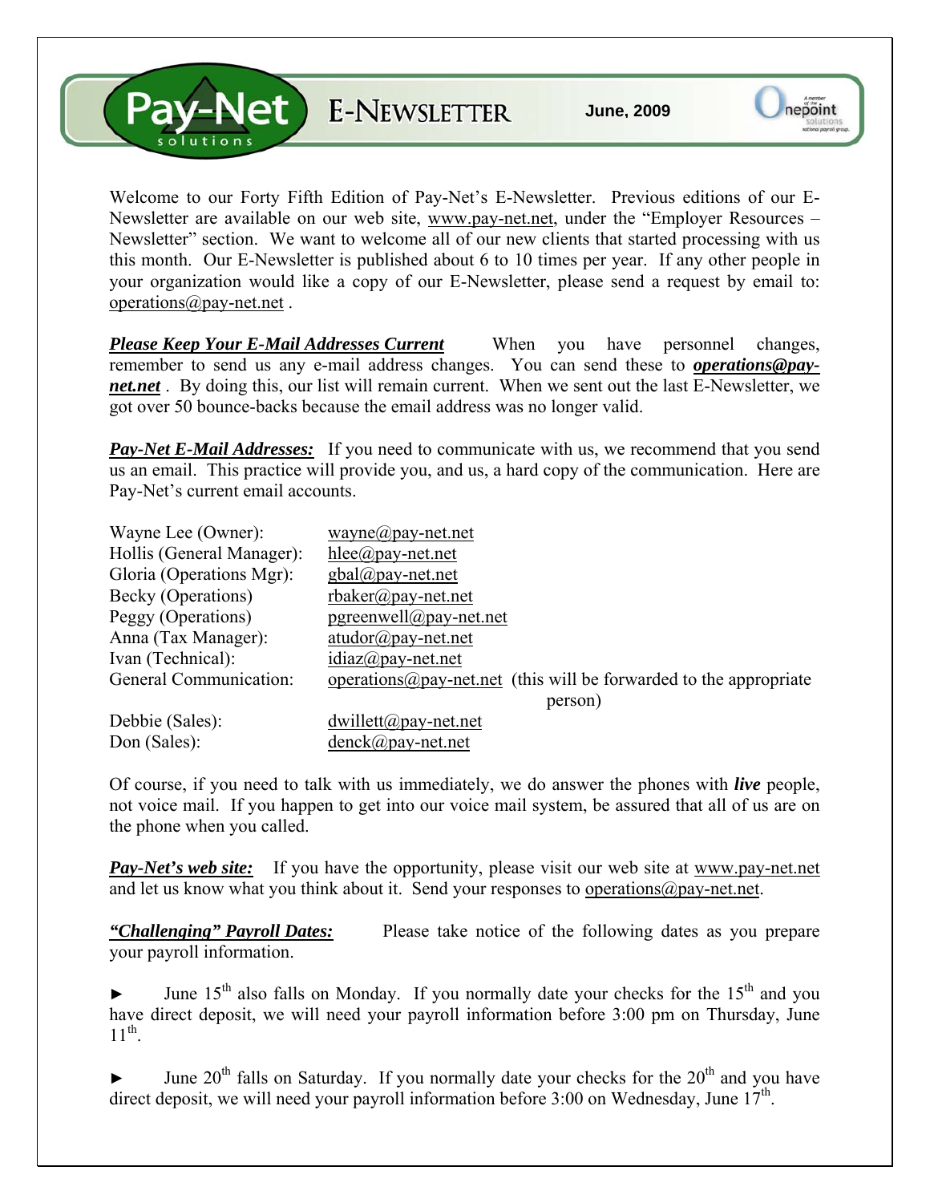# Pay-Net solutions E-NEWSLETTER

**June, 2009**

Welcome to our Forty Fifth Edition of Pay-Net's E-Newsletter. Previous editions of our E-Newsletter are available on our web site, www.pay-net.net, under the "Employer Resources – Newsletter" section. We want to welcome all of our new clients that started processing with us this month. Our E-Newsletter is published about 6 to 10 times per year. If any other people in your organization would like a copy of our E-Newsletter, please send a request by email to: operations@pay-net.net .

***Please Keep Your E-Mail Addresses Current*** When you have personnel changes, remember to send us any e-mail address changes. You can send these to ***operations@pay-net.net*** . By doing this, our list will remain current. When we sent out the last E-Newsletter, we got over 50 bounce-backs because the email address was no longer valid.

***Pay-Net E-Mail Addresses:*** If you need to communicate with us, we recommend that you send us an email. This practice will provide you, and us, a hard copy of the communication. Here are Pay-Net's current email accounts.

| | |
|---|---|
| Wayne Lee (Owner): | wayne@pay-net.net |
| Hollis (General Manager): | hlee@pay-net.net |
| Gloria (Operations Mgr): | gbal@pay-net.net |
| Becky (Operations) | rbaker@pay-net.net |
| Peggy (Operations) | pgreenwell@pay-net.net |
| Anna (Tax Manager): | atudor@pay-net.net |
| Ivan (Technical): | idiaz@pay-net.net |
| General Communication: | operations@pay-net.net (this will be forwarded to the appropriate person) |
| Debbie (Sales): | dwillett@pay-net.net |
| Don (Sales): | denck@pay-net.net |

Of course, if you need to talk with us immediately, we do answer the phones with ***live*** people, not voice mail. If you happen to get into our voice mail system, be assured that all of us are on the phone when you called.

***Pay-Net's web site:*** If you have the opportunity, please visit our web site at www.pay-net.net and let us know what you think about it. Send your responses to operations@pay-net.net.

***"Challenging" Payroll Dates:*** Please take notice of the following dates as you prepare your payroll information.

► June 15th also falls on Monday. If you normally date your checks for the 15th and you have direct deposit, we will need your payroll information before 3:00 pm on Thursday, June 11th.

► June 20th falls on Saturday. If you normally date your checks for the 20th and you have direct deposit, we will need your payroll information before 3:00 on Wednesday, June 17th.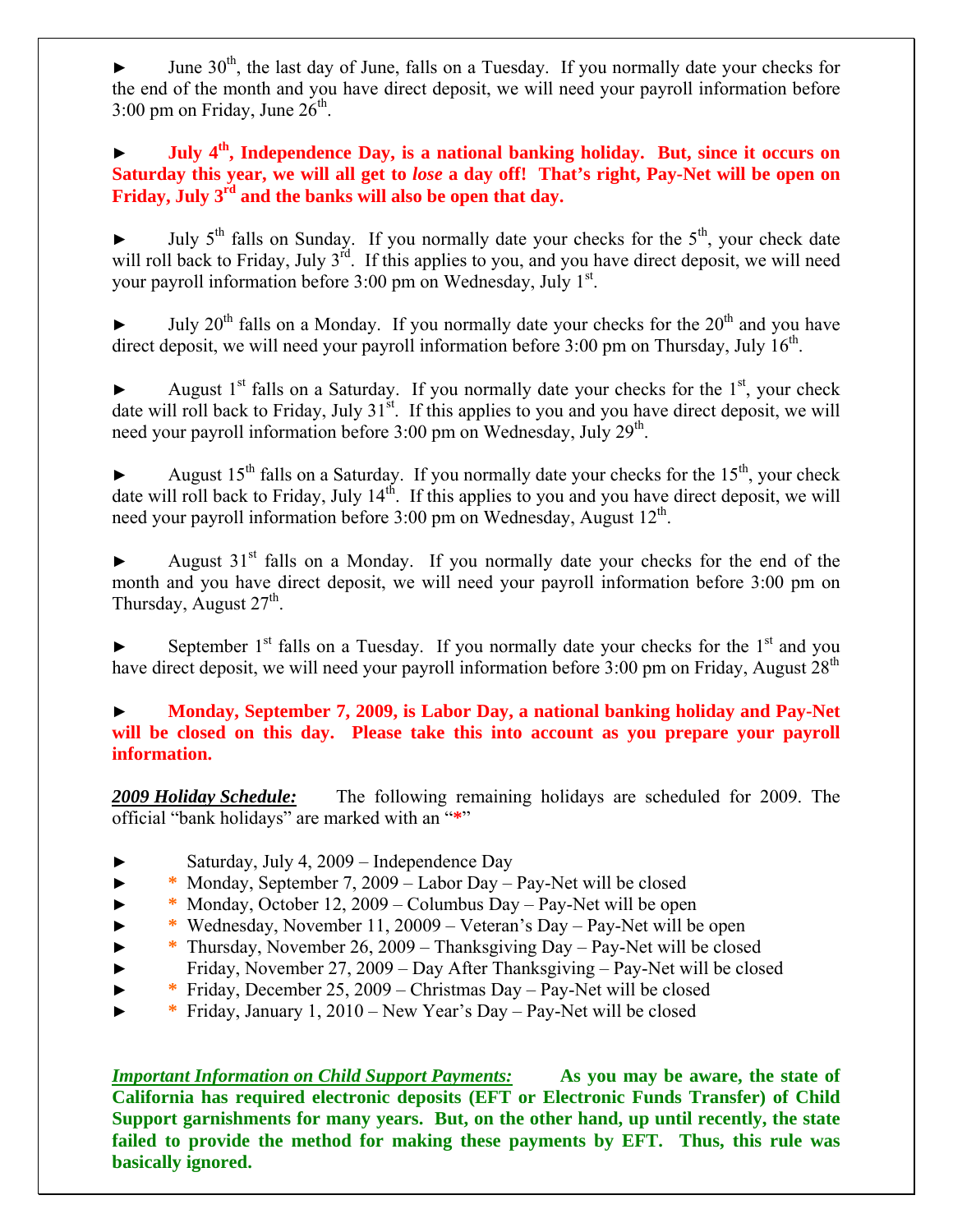► June 30th, the last day of June, falls on a Tuesday. If you normally date your checks for the end of the month and you have direct deposit, we will need your payroll information before 3:00 pm on Friday, June 26th.

► **July 4th, Independence Day, is a national banking holiday. But, since it occurs on Saturday this year, we will all get to *lose* a day off! That's right, Pay-Net will be open on Friday, July 3rd and the banks will also be open that day.**

► July 5th falls on Sunday. If you normally date your checks for the 5th, your check date will roll back to Friday, July 3rd. If this applies to you, and you have direct deposit, we will need your payroll information before 3:00 pm on Wednesday, July 1st.

► July 20th falls on a Monday. If you normally date your checks for the 20th and you have direct deposit, we will need your payroll information before 3:00 pm on Thursday, July 16th.

► August 1st falls on a Saturday. If you normally date your checks for the 1st, your check date will roll back to Friday, July 31st. If this applies to you and you have direct deposit, we will need your payroll information before 3:00 pm on Wednesday, July 29th.

► August 15th falls on a Saturday. If you normally date your checks for the 15th, your check date will roll back to Friday, July 14th. If this applies to you and you have direct deposit, we will need your payroll information before 3:00 pm on Wednesday, August 12th.

► August 31st falls on a Monday. If you normally date your checks for the end of the month and you have direct deposit, we will need your payroll information before 3:00 pm on Thursday, August 27th.

► September 1st falls on a Tuesday. If you normally date your checks for the 1st and you have direct deposit, we will need your payroll information before 3:00 pm on Friday, August 28th

► **Monday, September 7, 2009, is Labor Day, a national banking holiday and Pay-Net will be closed on this day. Please take this into account as you prepare your payroll information.**

***2009 Holiday Schedule:*** The following remaining holidays are scheduled for 2009. The official "bank holidays" are marked with an "*"

- Saturday, July 4, 2009 – Independence Day
- * Monday, September 7, 2009 – Labor Day – Pay-Net will be closed
- * Monday, October 12, 2009 – Columbus Day – Pay-Net will be open
- * Wednesday, November 11, 20009 – Veteran's Day – Pay-Net will be open
- * Thursday, November 26, 2009 – Thanksgiving Day – Pay-Net will be closed
- Friday, November 27, 2009 – Day After Thanksgiving – Pay-Net will be closed
- * Friday, December 25, 2009 – Christmas Day – Pay-Net will be closed
- * Friday, January 1, 2010 – New Year's Day – Pay-Net will be closed

***Important Information on Child Support Payments:*** **As you may be aware, the state of California has required electronic deposits (EFT or Electronic Funds Transfer) of Child Support garnishments for many years. But, on the other hand, up until recently, the state failed to provide the method for making these payments by EFT. Thus, this rule was basically ignored.**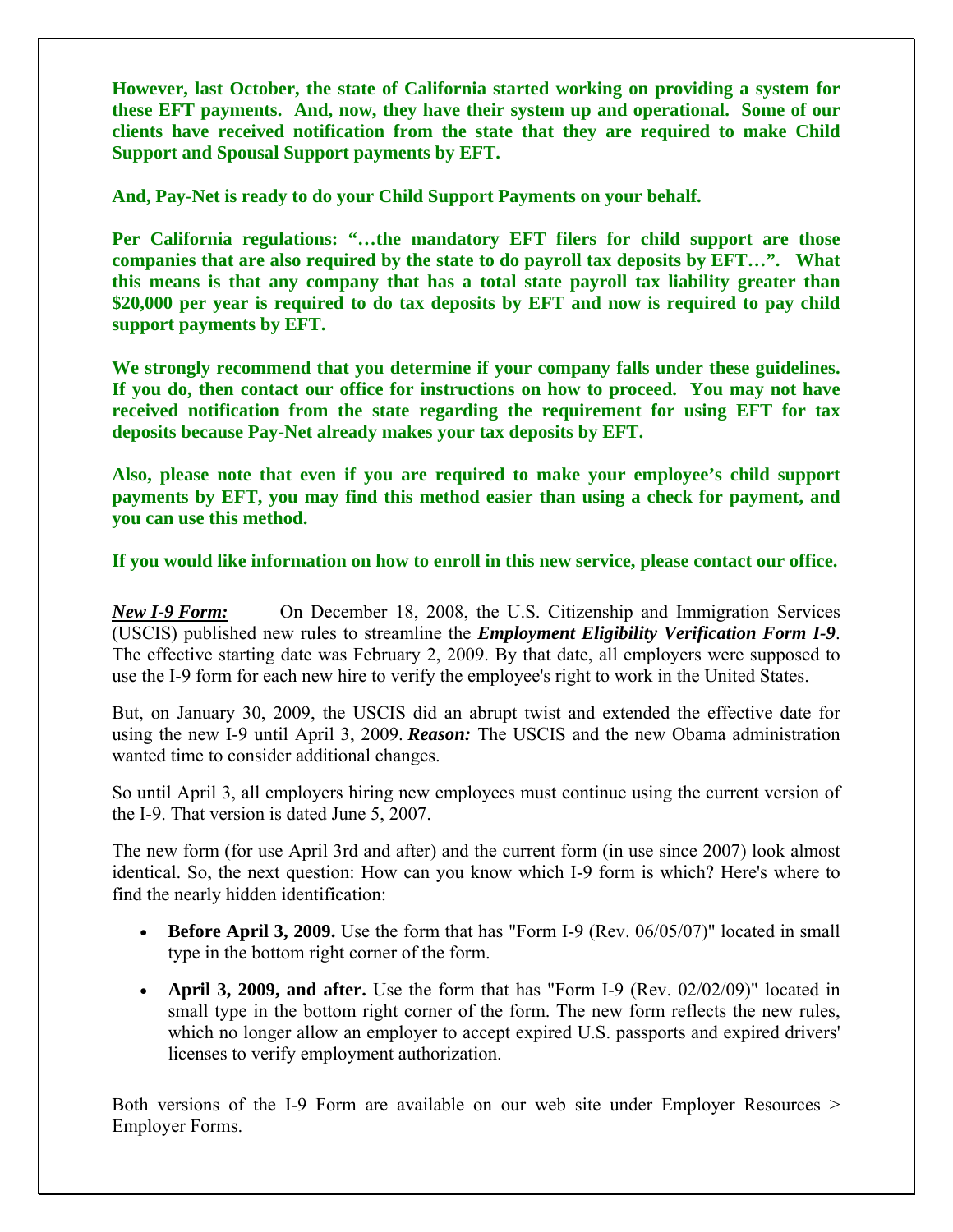**However, last October, the state of California started working on providing a system for these EFT payments. And, now, they have their system up and operational. Some of our clients have received notification from the state that they are required to make Child Support and Spousal Support payments by EFT.**

**And, Pay-Net is ready to do your Child Support Payments on your behalf.**

**Per California regulations: "…the mandatory EFT filers for child support are those companies that are also required by the state to do payroll tax deposits by EFT…". What this means is that any company that has a total state payroll tax liability greater than $20,000 per year is required to do tax deposits by EFT and now is required to pay child support payments by EFT.**

**We strongly recommend that you determine if your company falls under these guidelines. If you do, then contact our office for instructions on how to proceed. You may not have received notification from the state regarding the requirement for using EFT for tax deposits because Pay-Net already makes your tax deposits by EFT.**

**Also, please note that even if you are required to make your employee's child support payments by EFT, you may find this method easier than using a check for payment, and you can use this method.**

**If you would like information on how to enroll in this new service, please contact our office.**

***New I-9 Form:*** On December 18, 2008, the U.S. Citizenship and Immigration Services (USCIS) published new rules to streamline the ***Employment Eligibility Verification Form I-9***. The effective starting date was February 2, 2009. By that date, all employers were supposed to use the I-9 form for each new hire to verify the employee's right to work in the United States.

But, on January 30, 2009, the USCIS did an abrupt twist and extended the effective date for using the new I-9 until April 3, 2009. ***Reason:*** The USCIS and the new Obama administration wanted time to consider additional changes.

So until April 3, all employers hiring new employees must continue using the current version of the I-9. That version is dated June 5, 2007.

The new form (for use April 3rd and after) and the current form (in use since 2007) look almost identical. So, the next question: How can you know which I-9 form is which? Here's where to find the nearly hidden identification:

- **Before April 3, 2009.** Use the form that has "Form I-9 (Rev. 06/05/07)" located in small type in the bottom right corner of the form.
- **April 3, 2009, and after.** Use the form that has "Form I-9 (Rev. 02/02/09)" located in small type in the bottom right corner of the form. The new form reflects the new rules, which no longer allow an employer to accept expired U.S. passports and expired drivers' licenses to verify employment authorization.

Both versions of the I-9 Form are available on our web site under Employer Resources > Employer Forms.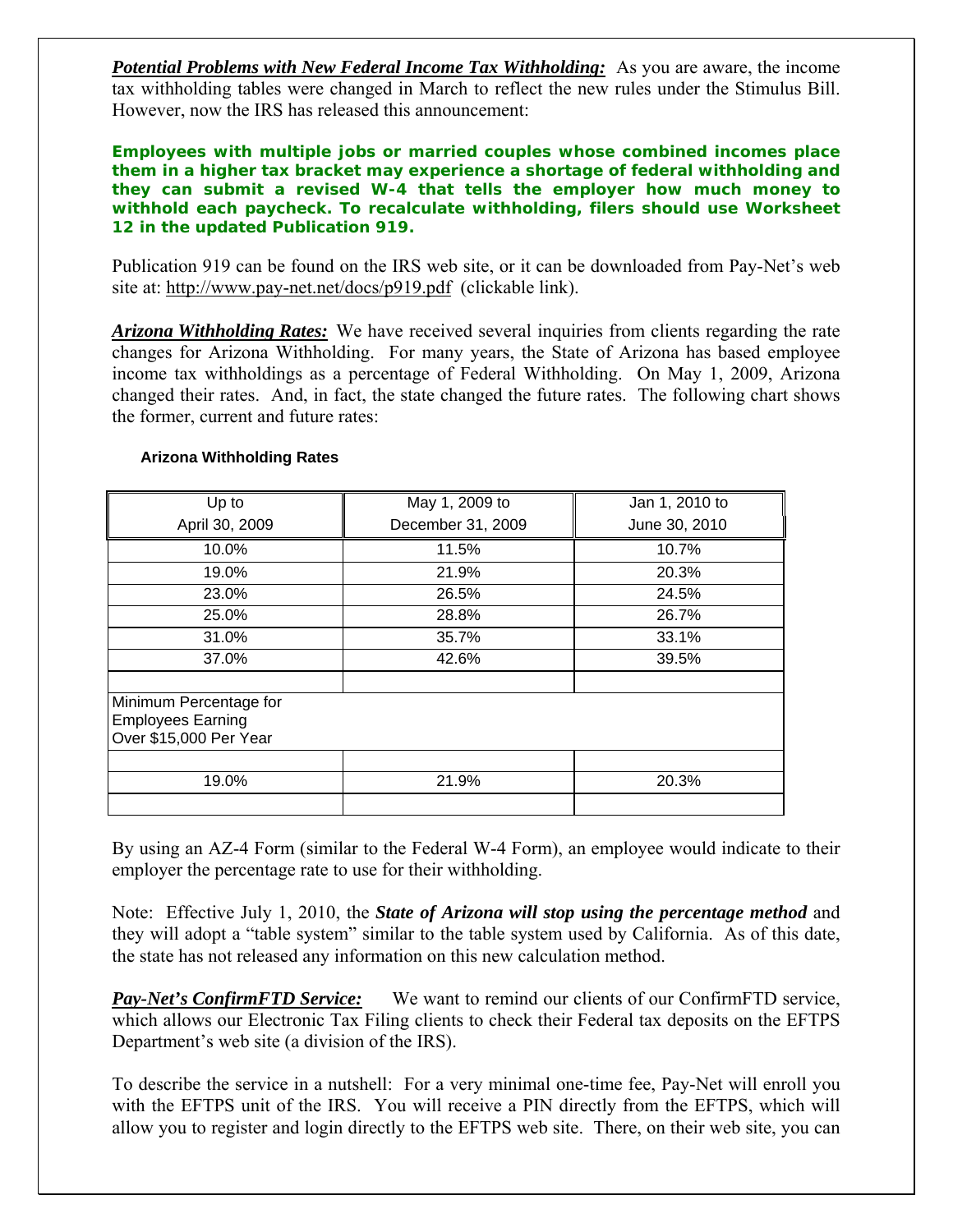***Potential Problems with New Federal Income Tax Withholding:*** As you are aware, the income tax withholding tables were changed in March to reflect the new rules under the Stimulus Bill. However, now the IRS has released this announcement:

**Employees with multiple jobs or married couples whose combined incomes place them in a higher tax bracket may experience a shortage of federal withholding and they can submit a revised W-4 that tells the employer how much money to withhold each paycheck. To recalculate withholding, filers should use Worksheet 12 in the updated Publication 919.**

Publication 919 can be found on the IRS web site, or it can be downloaded from Pay-Net's web site at: http://www.pay-net.net/docs/p919.pdf (clickable link).

***Arizona Withholding Rates:*** We have received several inquiries from clients regarding the rate changes for Arizona Withholding. For many years, the State of Arizona has based employee income tax withholdings as a percentage of Federal Withholding. On May 1, 2009, Arizona changed their rates. And, in fact, the state changed the future rates. The following chart shows the former, current and future rates:

**Arizona Withholding Rates**

| Up to April 30, 2009 | May 1, 2009 to December 31, 2009 | Jan 1, 2010 to June 30, 2010 |
|---|---|---|
| 10.0% | 11.5% | 10.7% |
| 19.0% | 21.9% | 20.3% |
| 23.0% | 26.5% | 24.5% |
| 25.0% | 28.8% | 26.7% |
| 31.0% | 35.7% | 33.1% |
| 37.0% | 42.6% | 39.5% |
| | | |
| Minimum Percentage for Employees Earning Over $15,000 Per Year | | |
| | | |
| 19.0% | 21.9% | 20.3% |
| | | |

By using an AZ-4 Form (similar to the Federal W-4 Form), an employee would indicate to their employer the percentage rate to use for their withholding.

Note: Effective July 1, 2010, the ***State of Arizona will stop using the percentage method*** and they will adopt a "table system" similar to the table system used by California. As of this date, the state has not released any information on this new calculation method.

***Pay-Net's ConfirmFTD Service:*** We want to remind our clients of our ConfirmFTD service, which allows our Electronic Tax Filing clients to check their Federal tax deposits on the EFTPS Department's web site (a division of the IRS).

To describe the service in a nutshell: For a very minimal one-time fee, Pay-Net will enroll you with the EFTPS unit of the IRS. You will receive a PIN directly from the EFTPS, which will allow you to register and login directly to the EFTPS web site. There, on their web site, you can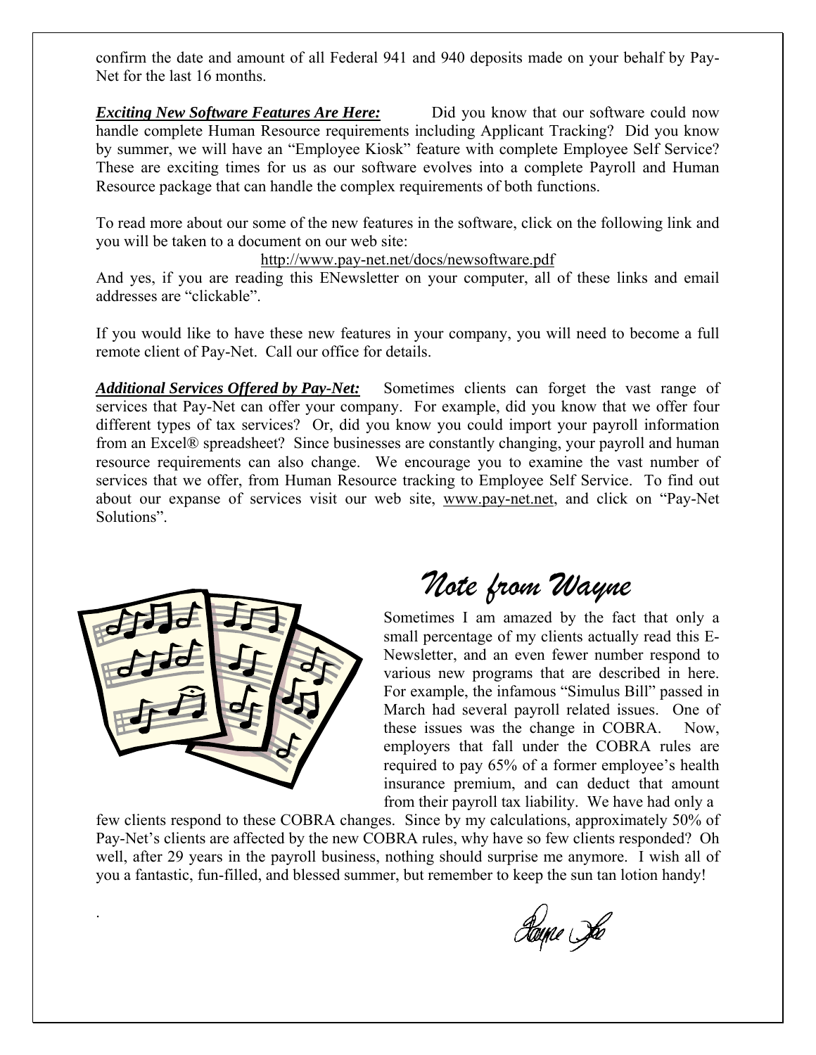confirm the date and amount of all Federal 941 and 940 deposits made on your behalf by Pay-Net for the last 16 months.

***Exciting New Software Features Are Here:*** Did you know that our software could now handle complete Human Resource requirements including Applicant Tracking? Did you know by summer, we will have an "Employee Kiosk" feature with complete Employee Self Service? These are exciting times for us as our software evolves into a complete Payroll and Human Resource package that can handle the complex requirements of both functions.

To read more about our some of the new features in the software, click on the following link and you will be taken to a document on our web site:

http://www.pay-net.net/docs/newsoftware.pdf

And yes, if you are reading this ENewsletter on your computer, all of these links and email addresses are "clickable".

If you would like to have these new features in your company, you will need to become a full remote client of Pay-Net. Call our office for details.

***Additional Services Offered by Pay-Net:*** Sometimes clients can forget the vast range of services that Pay-Net can offer your company. For example, did you know that we offer four different types of tax services? Or, did you know you could import your payroll information from an Excel® spreadsheet? Since businesses are constantly changing, your payroll and human resource requirements can also change. We encourage you to examine the vast number of services that we offer, from Human Resource tracking to Employee Self Service. To find out about our expanse of services visit our web site, www.pay-net.net, and click on "Pay-Net Solutions".

## Note from Wayne

Sometimes I am amazed by the fact that only a small percentage of my clients actually read this E-Newsletter, and an even fewer number respond to various new programs that are described in here. For example, the infamous "Simulus Bill" passed in March had several payroll related issues. One of these issues was the change in COBRA. Now, employers that fall under the COBRA rules are required to pay 65% of a former employee's health insurance premium, and can deduct that amount from their payroll tax liability. We have had only a few clients respond to these COBRA changes. Since by my calculations, approximately 50% of Pay-Net's clients are affected by the new COBRA rules, why have so few clients responded? Oh well, after 29 years in the payroll business, nothing should surprise me anymore. I wish all of you a fantastic, fun-filled, and blessed summer, but remember to keep the sun tan lotion handy!

Wayne Joe